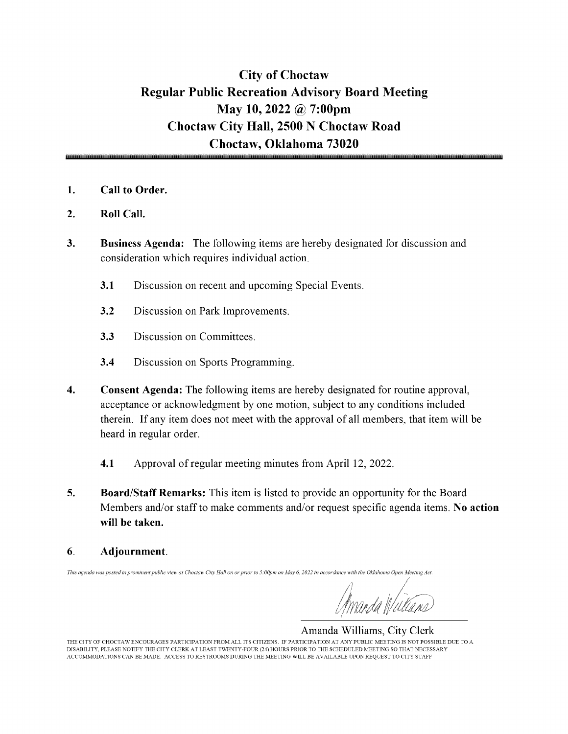# City of Choctaw
# Regular Public Recreation Advisory Board Meeting
# May 10, 2022 @ 7:00pm
# Choctaw City Hall, 2500 N Choctaw Road
# Choctaw, Oklahoma 73020

1. **Call to Order.**

2. **Roll Call.**

3. **Business Agenda:** The following items are hereby designated for discussion and consideration which requires individual action.

   **3.1** Discussion on recent and upcoming Special Events.

   **3.2** Discussion on Park Improvements.

   **3.3** Discussion on Committees.

   **3.4** Discussion on Sports Programming.

4. **Consent Agenda:** The following items are hereby designated for routine approval, acceptance or acknowledgment by one motion, subject to any conditions included therein. If any item does not meet with the approval of all members, that item will be heard in regular order.

   **4.1** Approval of regular meeting minutes from April 12, 2022.

5. **Board/Staff Remarks:** This item is listed to provide an opportunity for the Board Members and/or staff to make comments and/or request specific agenda items. **No action will be taken.**

6. **Adjournment.**

*This agenda was posted in prominent public view at Choctaw City Hall on or prior to 5:00pm on May 6, 2022 in accordance with the Oklahoma Open Meeting Act.*

Amanda Williams, City Clerk

THE CITY OF CHOCTAW ENCOURAGES PARTICIPATION FROM ALL ITS CITIZENS. IF PARTICIPATION AT ANY PUBLIC MEETING IS NOT POSSIBLE DUE TO A DISABILITY, PLEASE NOTIFY THE CITY CLERK AT LEAST TWENTY-FOUR (24) HOURS PRIOR TO THE SCHEDULED MEETING SO THAT NECESSARY ACCOMMODATIONS CAN BE MADE. ACCESS TO RESTROOMS DURING THE MEETING WILL BE AVAILABLE UPON REQUEST TO CITY STAFF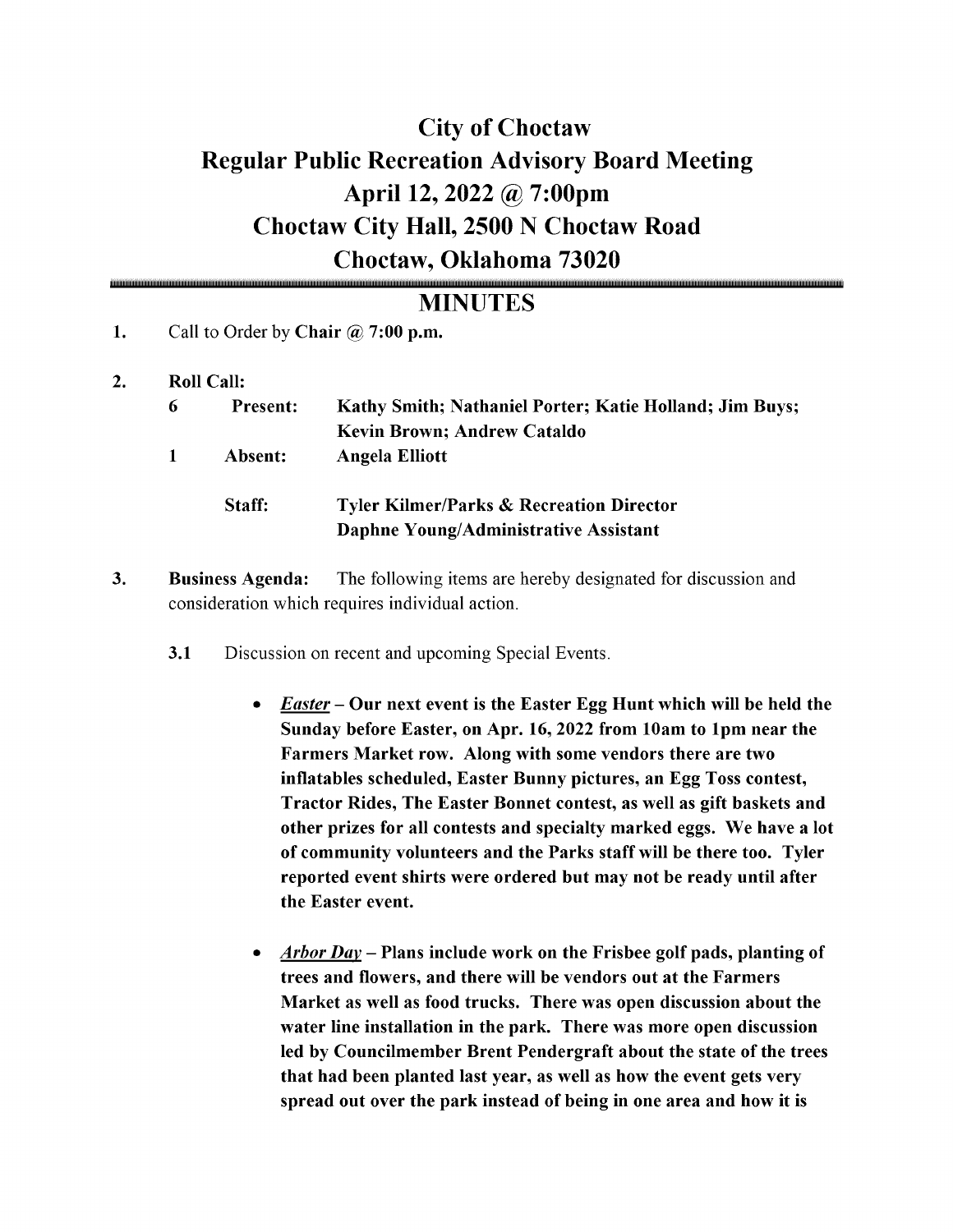# City of Choctaw
# Regular Public Recreation Advisory Board Meeting
# April 12, 2022 @ 7:00pm
# Choctaw City Hall, 2500 N Choctaw Road
# Choctaw, Oklahoma 73020

## MINUTES

1. Call to Order by **Chair @ 7:00 p.m.**

2. **Roll Call:**

| | | |
|---|---|---|
| **6** | **Present:** | **Kathy Smith; Nathaniel Porter; Katie Holland; Jim Buys; Kevin Brown; Andrew Cataldo** |
| **1** | **Absent:** | **Angela Elliott** |
| | **Staff:** | **Tyler Kilmer/Parks & Recreation Director**<br>**Daphne Young/Administrative Assistant** |

3. **Business Agenda:** The following items are hereby designated for discussion and consideration which requires individual action.

   **3.1** Discussion on recent and upcoming Special Events.

   - ***Easter*** – **Our next event is the Easter Egg Hunt which will be held the Sunday before Easter, on Apr. 16, 2022 from 10am to 1pm near the Farmers Market row. Along with some vendors there are two inflatables scheduled, Easter Bunny pictures, an Egg Toss contest, Tractor Rides, The Easter Bonnet contest, as well as gift baskets and other prizes for all contests and specialty marked eggs. We have a lot of community volunteers and the Parks staff will be there too. Tyler reported event shirts were ordered but may not be ready until after the Easter event.**

   - ***Arbor Day*** – **Plans include work on the Frisbee golf pads, planting of trees and flowers, and there will be vendors out at the Farmers Market as well as food trucks. There was open discussion about the water line installation in the park. There was more open discussion led by Councilmember Brent Pendergraft about the state of the trees that had been planted last year, as well as how the event gets very spread out over the park instead of being in one area and how it is**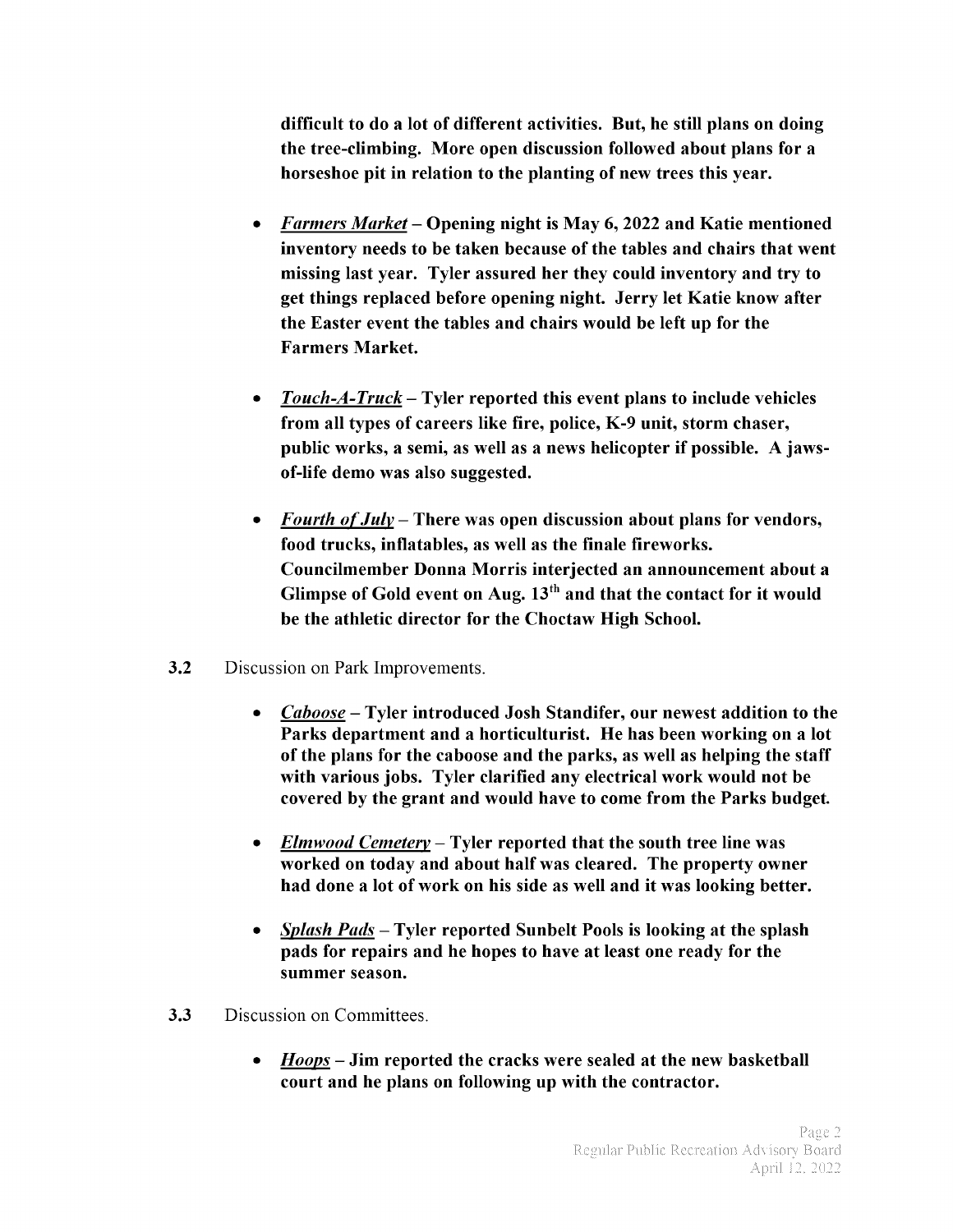**difficult to do a lot of different activities. But, he still plans on doing the tree-climbing. More open discussion followed about plans for a horseshoe pit in relation to the planting of new trees this year.**

- ***Farmers Market*** **– Opening night is May 6, 2022 and Katie mentioned inventory needs to be taken because of the tables and chairs that went missing last year. Tyler assured her they could inventory and try to get things replaced before opening night. Jerry let Katie know after the Easter event the tables and chairs would be left up for the Farmers Market.**

- ***Touch-A-Truck*** **– Tyler reported this event plans to include vehicles from all types of careers like fire, police, K-9 unit, storm chaser, public works, a semi, as well as a news helicopter if possible. A jaws-of-life demo was also suggested.**

- ***Fourth of July*** **– There was open discussion about plans for vendors, food trucks, inflatables, as well as the finale fireworks. Councilmember Donna Morris interjected an announcement about a Glimpse of Gold event on Aug. 13th and that the contact for it would be the athletic director for the Choctaw High School.**

**3.2** Discussion on Park Improvements.

- ***Caboose*** **– Tyler introduced Josh Standifer, our newest addition to the Parks department and a horticulturist. He has been working on a lot of the plans for the caboose and the parks, as well as helping the staff with various jobs. Tyler clarified any electrical work would not be covered by the grant and would have to come from the Parks budget.**

- ***Elmwood Cemetery*** **– Tyler reported that the south tree line was worked on today and about half was cleared. The property owner had done a lot of work on his side as well and it was looking better.**

- ***Splash Pads*** **– Tyler reported Sunbelt Pools is looking at the splash pads for repairs and he hopes to have at least one ready for the summer season.**

**3.3** Discussion on Committees.

- ***Hoops*** **– Jim reported the cracks were sealed at the new basketball court and he plans on following up with the contractor.**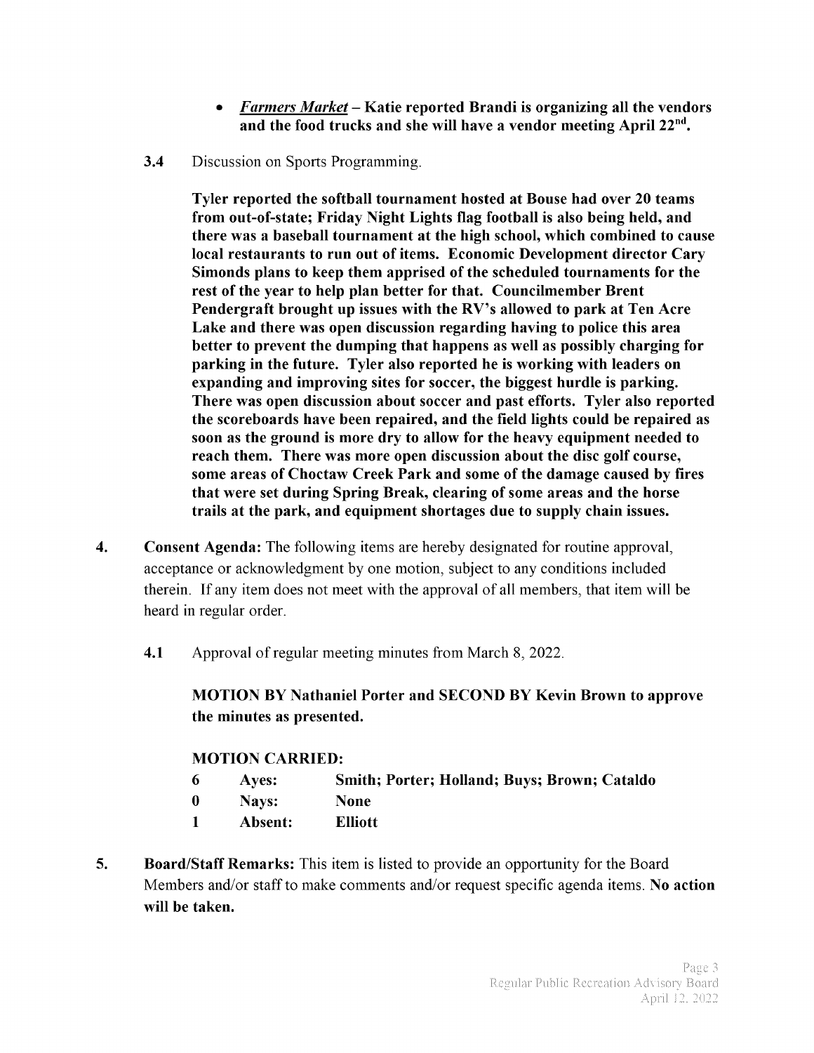- ***Farmers Market* – Katie reported Brandi is organizing all the vendors and the food trucks and she will have a vendor meeting April 22nd.**

**3.4** Discussion on Sports Programming.

**Tyler reported the softball tournament hosted at Bouse had over 20 teams from out-of-state; Friday Night Lights flag football is also being held, and there was a baseball tournament at the high school, which combined to cause local restaurants to run out of items. Economic Development director Cary Simonds plans to keep them apprised of the scheduled tournaments for the rest of the year to help plan better for that. Councilmember Brent Pendergraft brought up issues with the RV's allowed to park at Ten Acre Lake and there was open discussion regarding having to police this area better to prevent the dumping that happens as well as possibly charging for parking in the future. Tyler also reported he is working with leaders on expanding and improving sites for soccer, the biggest hurdle is parking. There was open discussion about soccer and past efforts. Tyler also reported the scoreboards have been repaired, and the field lights could be repaired as soon as the ground is more dry to allow for the heavy equipment needed to reach them. There was more open discussion about the disc golf course, some areas of Choctaw Creek Park and some of the damage caused by fires that were set during Spring Break, clearing of some areas and the horse trails at the park, and equipment shortages due to supply chain issues.**

**4. Consent Agenda:** The following items are hereby designated for routine approval, acceptance or acknowledgment by one motion, subject to any conditions included therein. If any item does not meet with the approval of all members, that item will be heard in regular order.

**4.1** Approval of regular meeting minutes from March 8, 2022.

**MOTION BY Nathaniel Porter and SECOND BY Kevin Brown to approve the minutes as presented.**

**MOTION CARRIED:**

| | | |
|---|---|---|
| **6** | **Ayes:** | **Smith; Porter; Holland; Buys; Brown; Cataldo** |
| **0** | **Nays:** | **None** |
| **1** | **Absent:** | **Elliott** |

**5. Board/Staff Remarks:** This item is listed to provide an opportunity for the Board Members and/or staff to make comments and/or request specific agenda items. **No action will be taken.**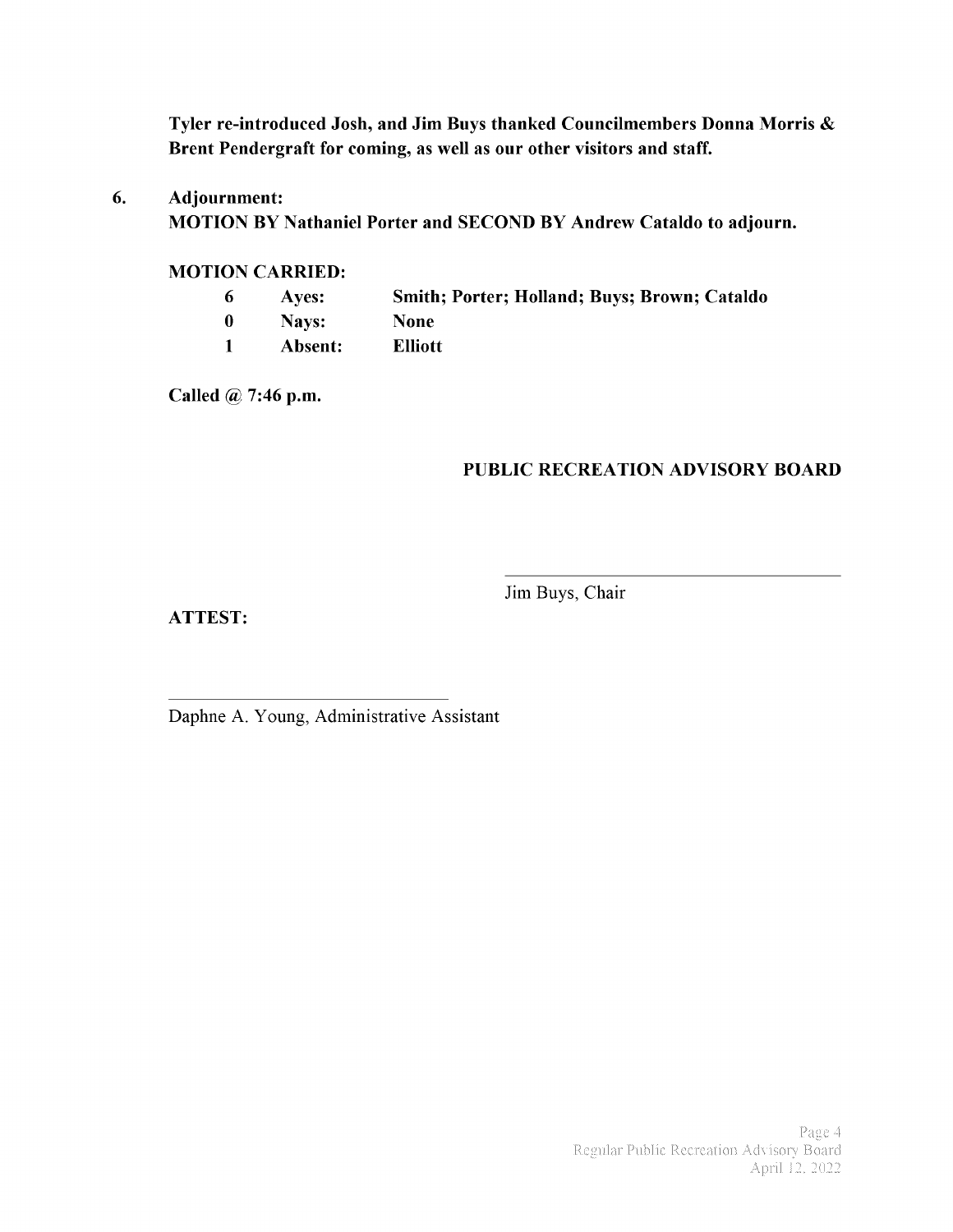**Tyler re-introduced Josh, and Jim Buys thanked Councilmembers Donna Morris & Brent Pendergraft for coming, as well as our other visitors and staff.**

**6. Adjournment:**

**MOTION BY Nathaniel Porter and SECOND BY Andrew Cataldo to adjourn.**

**MOTION CARRIED:**

| | | |
|---|---|---|
| **6** | **Ayes:** | **Smith; Porter; Holland; Buys; Brown; Cataldo** |
| **0** | **Nays:** | **None** |
| **1** | **Absent:** | **Elliott** |

**Called @ 7:46 p.m.**

**PUBLIC RECREATION ADVISORY BOARD**

\_\_\_\_\_\_\_\_\_\_\_\_\_\_\_\_\_\_\_\_\_\_\_\_\_\_\_\_\_\_\_\_\_\_

Jim Buys, Chair

**ATTEST:**

\_\_\_\_\_\_\_\_\_\_\_\_\_\_\_\_\_\_\_\_\_\_\_\_\_\_\_\_\_\_\_\_\_\_

Daphne A. Young, Administrative Assistant